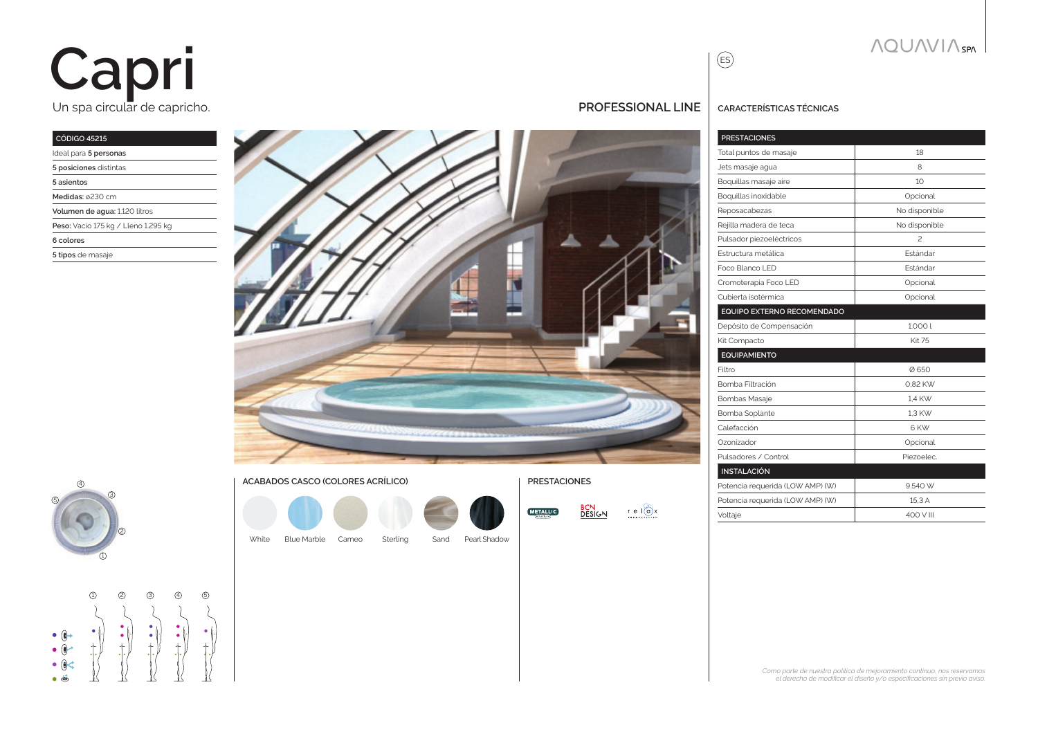# Capri

Un spa circular de capricho.

PROFESSIONAL LINE

| CÓDIGO 45215 |
|---|
| Ideal para **5 personas** |
| **5 posiciones** distintas |
| **5 asientos** |
| **Medidas:** ø230 cm |
| **Volumen de agua:** 1.120 litros |
| **Peso:** Vacío 175 kg / Lleno 1.295 kg |
| **6 colores** |
| **5 tipos** de masaje |

### ACABADOS CASCO (COLORES ACRÍLICO)

White · Blue Marble · Cameo · Sterling · Sand · Pearl Shadow

### PRESTACIONES

METALLIC structure · BCN DESIGN · relax

## CARACTERÍSTICAS TÉCNICAS

| PRESTACIONES | |
|---|---|
| Total puntos de masaje | 18 |
| Jets masaje agua | 8 |
| Boquillas masaje aire | 10 |
| Boquillas inoxidable | Opcional |
| Reposacabezas | No disponible |
| Rejilla madera de teca | No disponible |
| Pulsador piezoeléctricos | 2 |
| Estructura metálica | Estándar |
| Foco Blanco LED | Estándar |
| Cromoterapia Foco LED | Opcional |
| Cubierta isotérmica | Opcional |
| **EQUIPO EXTERNO RECOMENDADO** | |
| Depósito de Compensación | 1.000 l |
| Kit Compacto | Kit 75 |
| **EQUIPAMIENTO** | |
| Filtro | Ø 650 |
| Bomba Filtración | 0,82 KW |
| Bombas Masaje | 1,4 KW |
| Bomba Soplante | 1,3 KW |
| Calefacción | 6 KW |
| Ozonizador | Opcional |
| Pulsadores / Control | Piezoelec. |
| **INSTALACIÓN** | |
| Potencia requerida (LOW AMP) (W) | 9.540 W |
| Potencia requerida (LOW AMP) (W) | 15,3 A |
| Voltaje | 400 V III |

*Como parte de nuestra política de mejoramiento continuo, nos reservamos el derecho de modificar el diseño y/o especificaciones sin previo aviso.*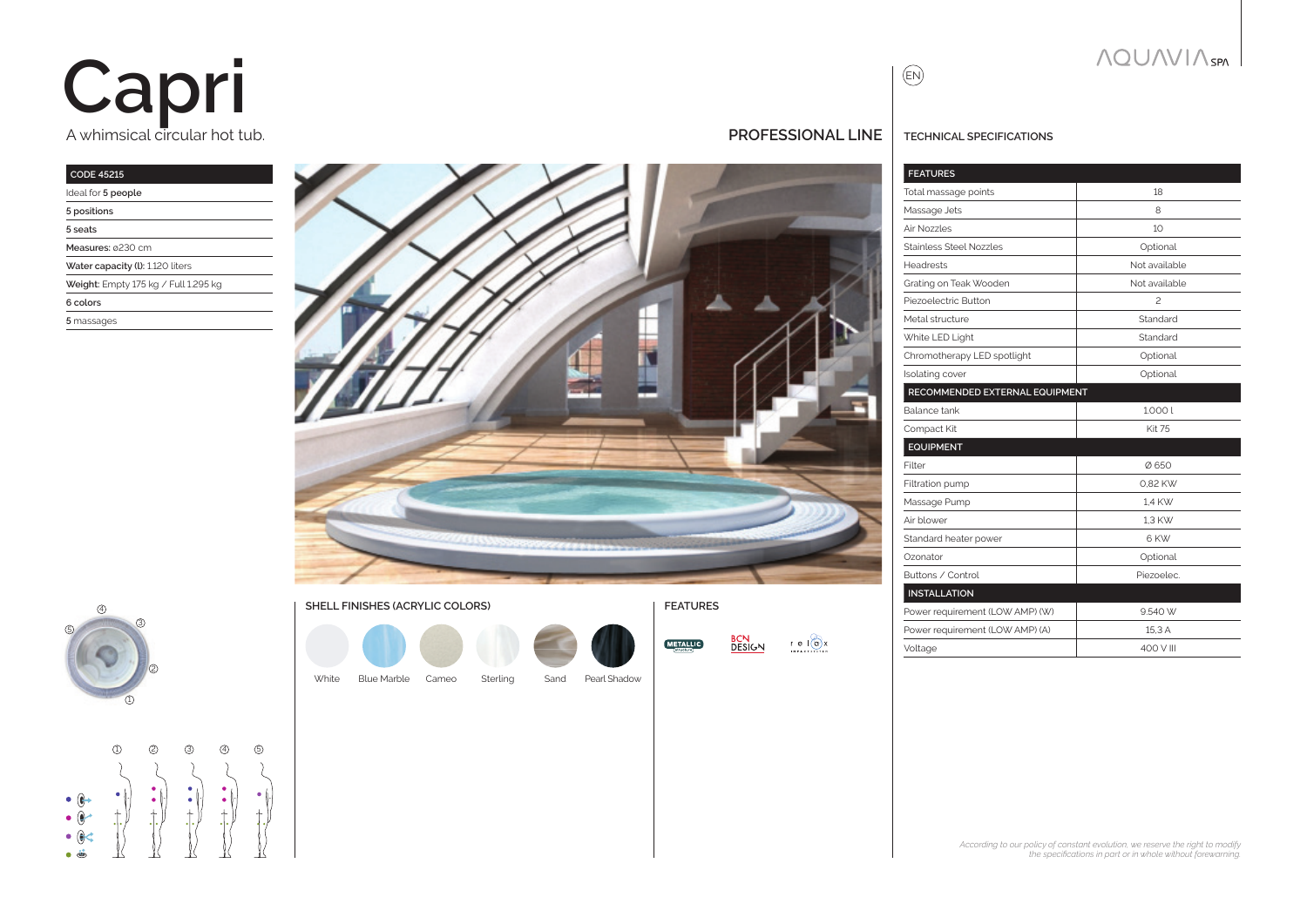# Capri

A whimsical circular hot tub.

**PROFESSIONAL LINE**

| CODE 45215 |
| --- |
| Ideal for **5 people** |
| **5 positions** |
| **5 seats** |
| **Measures:** ø230 cm |
| **Water capacity (l):** 1.120 liters |
| **Weight:** Empty 175 kg / Full 1.295 kg |
| **6 colors** |
| **5** massages |

**SHELL FINISHES (ACRYLIC COLORS)**

White, Blue Marble, Cameo, Sterling, Sand, Pearl Shadow

**FEATURES**

METALLIC structure, BCN DESIGN, relax

**TECHNICAL SPECIFICATIONS**

| FEATURES | |
| --- | --- |
| Total massage points | 18 |
| Massage Jets | 8 |
| Air Nozzles | 10 |
| Stainless Steel Nozzles | Optional |
| Headrests | Not available |
| Grating on Teak Wooden | Not available |
| Piezoelectric Button | 2 |
| Metal structure | Standard |
| White LED Light | Standard |
| Chromotherapy LED spotlight | Optional |
| Isolating cover | Optional |
| **RECOMMENDED EXTERNAL EQUIPMENT** | |
| Balance tank | 1.000 l |
| Compact Kit | Kit 75 |
| **EQUIPMENT** | |
| Filter | Ø 650 |
| Filtration pump | 0,82 KW |
| Massage Pump | 1,4 KW |
| Air blower | 1,3 KW |
| Standard heater power | 6 KW |
| Ozonator | Optional |
| Buttons / Control | Piezoelec. |
| **INSTALLATION** | |
| Power requirement (LOW AMP) (W) | 9.540 W |
| Power requirement (LOW AMP) (A) | 15,3 A |
| Voltage | 400 V III |

*According to our policy of constant evolution, we reserve the right to modify the specifications in part or in whole without forewarning.*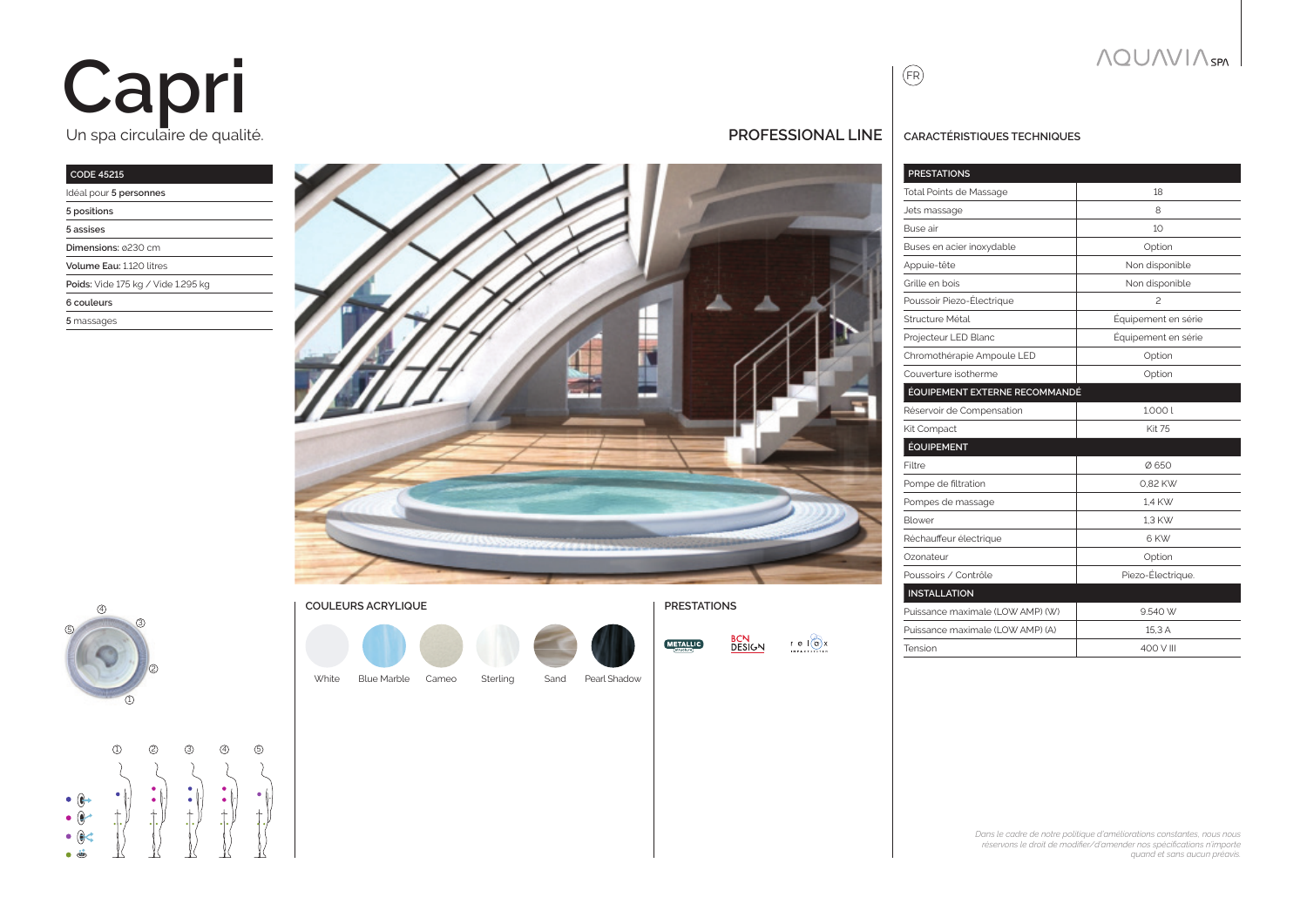# Capri

Un spa circulaire de qualité.

| CODE 45215 |
|---|
| Idéal pour **5 personnes** |
| **5 positions** |
| **5 assises** |
| **Dimensions:** ⌀230 cm |
| **Volume Eau:** 1.120 litres |
| **Poids:** Vide 175 kg / Vide 1.295 kg |
| **6 couleurs** |
| **5** massages |

## PROFESSIONAL LINE

### COULEURS ACRYLIQUE

White, Blue Marble, Cameo, Sterling, Sand, Pearl Shadow

### PRESTATIONS

METALLIC structure, BCN DESIGN, relax

(FR)

## CARACTÉRISTIQUES TECHNIQUES

| PRESTATIONS | |
|---|---|
| Total Points de Massage | 18 |
| Jets massage | 8 |
| Buse air | 10 |
| Buses en acier inoxydable | Option |
| Appuie-tête | Non disponible |
| Grille en bois | Non disponible |
| Poussoir Piezo-Électrique | 2 |
| Structure Métal | Équipement en série |
| Projecteur LED Blanc | Équipement en série |
| Chromothérapie Ampoule LED | Option |
| Couverture isotherme | Option |
| **ÉQUIPEMENT EXTERNE RECOMMANDÉ** | |
| Réservoir de Compensation | 1.000 l |
| Kit Compact | Kit 75 |
| **ÉQUIPEMENT** | |
| Filtre | Ø 650 |
| Pompe de filtration | 0,82 KW |
| Pompes de massage | 1,4 KW |
| Blower | 1,3 KW |
| Réchauffeur électrique | 6 KW |
| Ozonateur | Option |
| Poussoirs / Contrôle | Piezo-Électrique. |
| **INSTALLATION** | |
| Puissance maximale (LOW AMP) (W) | 9.540 W |
| Puissance maximale (LOW AMP) (A) | 15,3 A |
| Tension | 400 V III |

*Dans le cadre de notre politique d'améliorations constantes, nous nous réservons le droit de modifier/d'amender nos spécifications n'importe quand et sans aucun préavis.*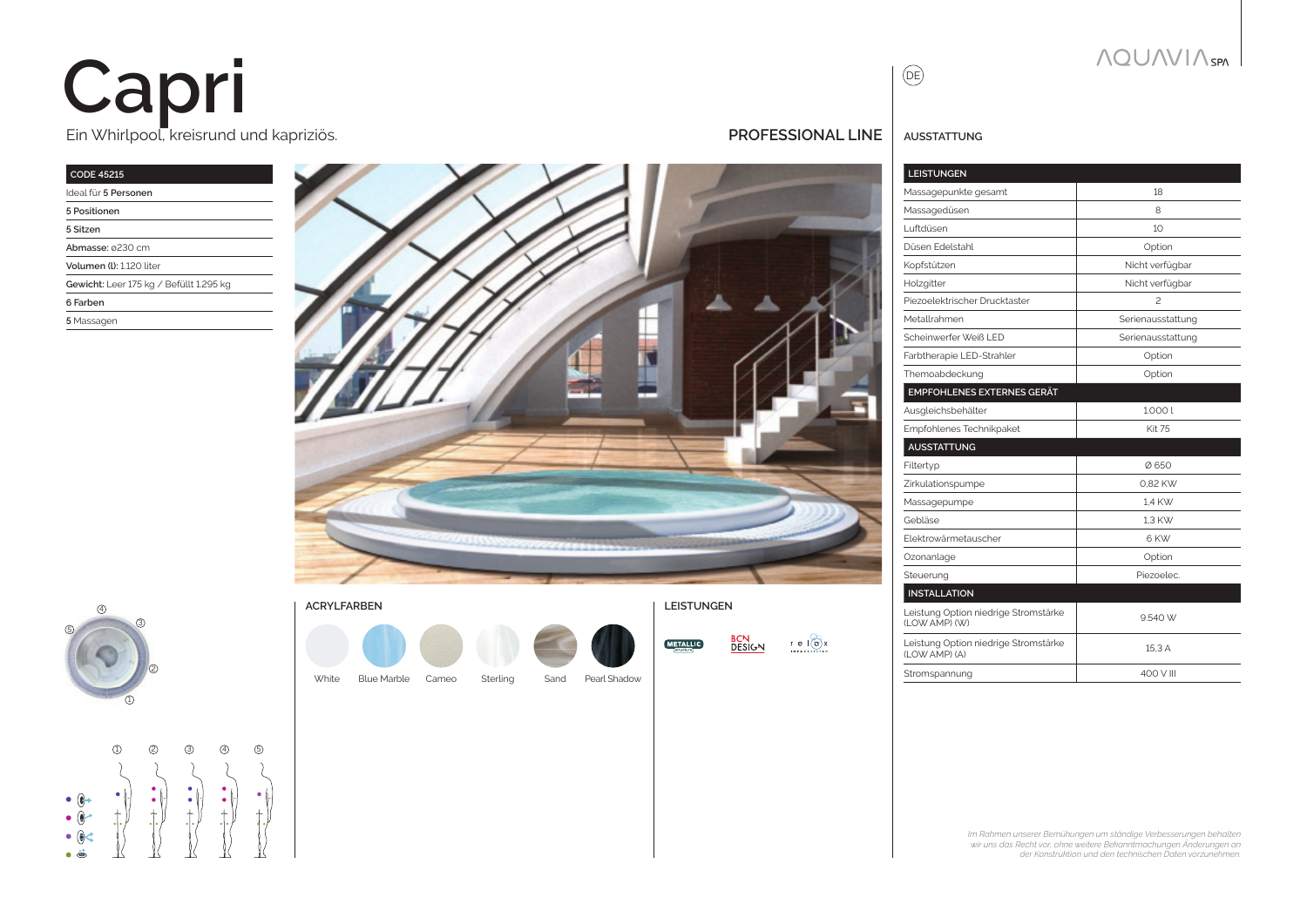# Capri

Ein Whirlpool, kreisrund und kapriziös.

**PROFESSIONAL LINE**

| CODE 45215 |
|---|
| Ideal für **5 Personen** |
| **5 Positionen** |
| **5 Sitzen** |
| **Abmasse:** ø230 cm |
| **Volumen (l):** 1.120 liter |
| **Gewicht:** Leer 175 kg / Befüllt 1.295 kg |
| **6 Farben** |
| **5** Massagen |

### ACRYLFARBEN

White, Blue Marble, Cameo, Sterling, Sand, Pearl Shadow

### LEISTUNGEN

METALLIC structure, BCN DESIGN, relax

DE

### AUSSTATTUNG

| LEISTUNGEN | |
|---|---|
| Massagepunkte gesamt | 18 |
| Massagedüsen | 8 |
| Luftdüsen | 10 |
| Düsen Edelstahl | Option |
| Kopfstützen | Nicht verfügbar |
| Holzgitter | Nicht verfügbar |
| Piezoelektrischer Drucktaster | 2 |
| Metallrahmen | Serienausstattung |
| Scheinwerfer Weiß LED | Serienausstattung |
| Farbtherapie LED-Strahler | Option |
| Themoabdeckung | Option |
| **EMPFOHLENES EXTERNES GERÄT** | |
| Ausgleichsbehälter | 1.000 l |
| Empfohlenes Technikpaket | Kit 75 |
| **AUSSTATTUNG** | |
| Filtertyp | Ø 650 |
| Zirkulationspumpe | 0,82 KW |
| Massagepumpe | 1,4 KW |
| Gebläse | 1,3 KW |
| Elektrowärmetauscher | 6 KW |
| Ozonanlage | Option |
| Steuerung | Piezoelec. |
| **INSTALLATION** | |
| Leistung Option niedrige Stromstärke (LOW AMP) (W) | 9.540 W |
| Leistung Option niedrige Stromstärke (LOW AMP) (A) | 15,3 A |
| Stromspannung | 400 V III |

*Im Rahmen unserer Bemühungen um ständige Verbesserungen behalten wir uns das Recht vor, ohne weitere Bekanntmachungen Änderungen an der Konstruktion und den technischen Daten vorzunehmen.*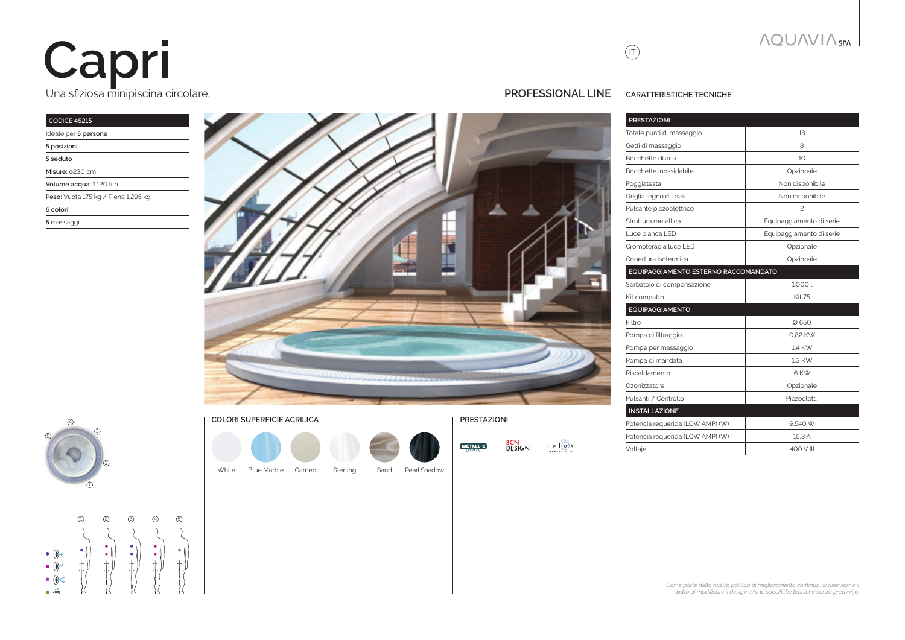# Capri

Una sfiziosa minipiscina circolare.

**PROFESSIONAL LINE**

| **CODICE 45215** |
|---|
| Ideale per **5 persone** |
| **5 posizioni** |
| **5 seduto** |
| **Misure:** ø230 cm |
| **Volume acqua:** 1.120 litri |
| **Peso:** Vuota 175 kg / Piena 1.295 kg |
| **6 colori** |
| **5** massaggi |

### COLORI SUPERFICIE ACRILICA

White, Blue Marble, Cameo, Sterling, Sand, Pearl Shadow

### PRESTAZIONI

METALLIC structure, BCN DESIGN, relax

## CARATTERISTICHE TECNICHE

| PRESTAZIONI | |
|---|---|
| Totale punti di massaggio | 18 |
| Getti di massaggio | 8 |
| Bocchette di aria | 10 |
| Bocchette Inossidabile | Opzionale |
| Poggiatesta | Non disponibile |
| Griglia legno di teak | Non disponibile |
| Pulsante piezoelettrico | 2 |
| Struttura metallica | Equipaggiamento di serie |
| Luce bianca LED | Equipaggiamento di serie |
| Cromoterapia luce LED | Opzionale |
| Copertura isotermica | Opzionale |
| **EQUIPAGGIAMENTO ESTERNO RACCOMANDATO** | |
| Serbatoio di compensazione | 1.000 l |
| Kit compatto | Kit 75 |
| **EQUIPAGGIAMENTO** | |
| Filtro | Ø 650 |
| Pompa di filtraggio | 0,82 KW |
| Pompe per massaggio | 1,4 KW |
| Pompa di mandata | 1,3 KW |
| Riscaldamento | 6 KW |
| Ozonizzatore | Opzionale |
| Pulsanti / Controllo | Piezoelett.. |
| **INSTALLAZIONE** | |
| Potencia requerida (LOW AMP) (W) | 9.540 W |
| Potencia requerida (LOW AMP) (W) | 15,3 A |
| Voltaje | 400 V III |

*Come parte della nostra politica di miglioramento continuo, ci riserviamo il diritto di modificare il design e/o le specifiche tecniche senza preavviso.*